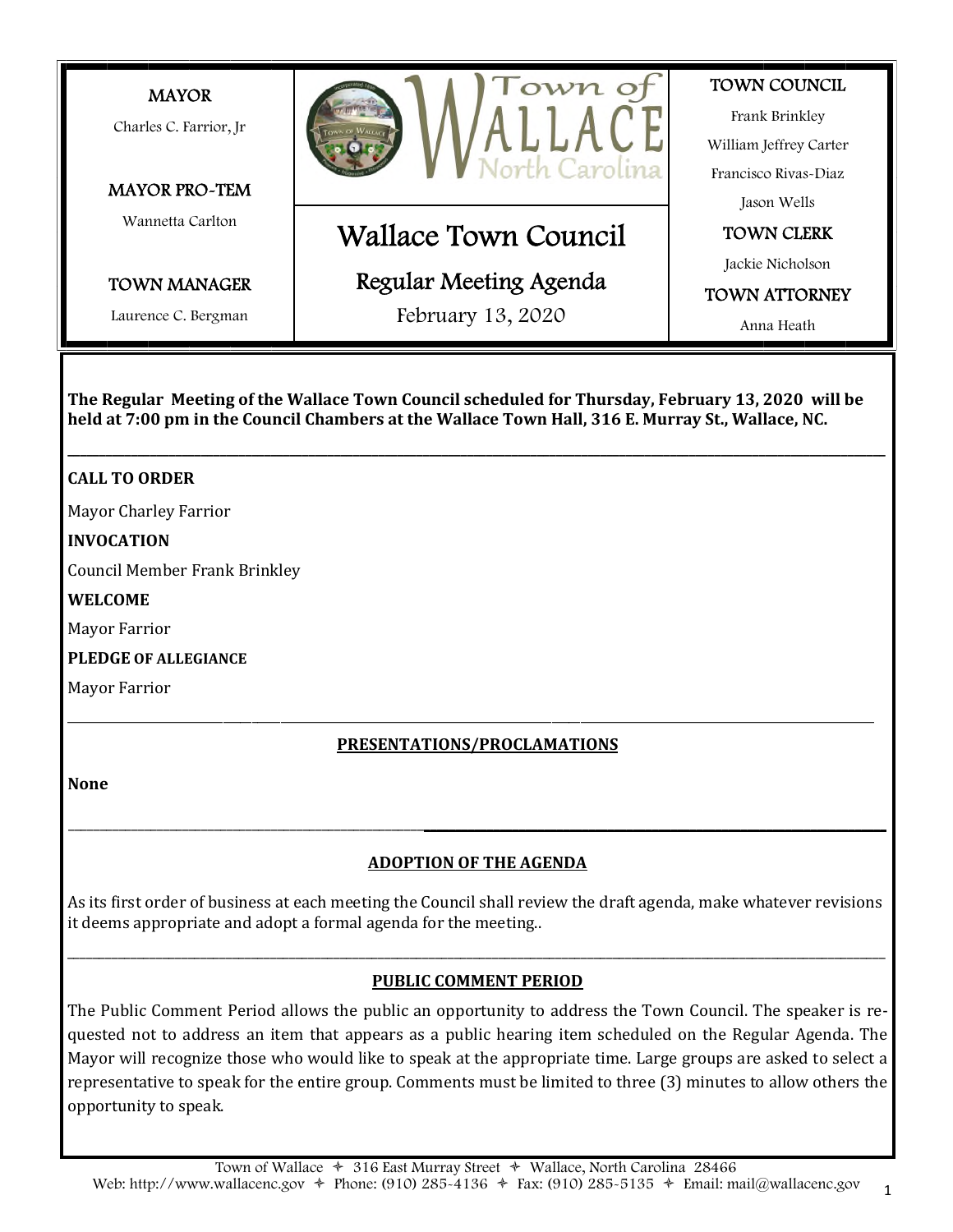| MAYOR | | TOWN COUNCIL |
|---|---|---|
| Charles C. Farrior, Jr | Town of WALLACE North Carolina | Frank Brinkley |
| | | William Jeffrey Carter |
| MAYOR PRO-TEM | | Francisco Rivas-Diaz |
| Wannetta Carlton | Wallace Town Council | Jason Wells |
| | | TOWN CLERK |
| TOWN MANAGER | Regular Meeting Agenda | Jackie Nicholson |
| Laurence C. Bergman | February 13, 2020 | TOWN ATTORNEY |
| | | Anna Heath |

**The Regular Meeting of the Wallace Town Council scheduled for Thursday, February 13, 2020 will be held at 7:00 pm in the Council Chambers at the Wallace Town Hall, 316 E. Murray St., Wallace, NC.**

---

**CALL TO ORDER**

Mayor Charley Farrior

**INVOCATION**

Council Member Frank Brinkley

**WELCOME**

Mayor Farrior

**PLEDGE OF ALLEGIANCE**

Mayor Farrior

---

## PRESENTATIONS/PROCLAMATIONS

**None**

---

## ADOPTION OF THE AGENDA

As its first order of business at each meeting the Council shall review the draft agenda, make whatever revisions it deems appropriate and adopt a formal agenda for the meeting..

---

## PUBLIC COMMENT PERIOD

The Public Comment Period allows the public an opportunity to address the Town Council. The speaker is requested not to address an item that appears as a public hearing item scheduled on the Regular Agenda. The Mayor will recognize those who would like to speak at the appropriate time. Large groups are asked to select a representative to speak for the entire group. Comments must be limited to three (3) minutes to allow others the opportunity to speak.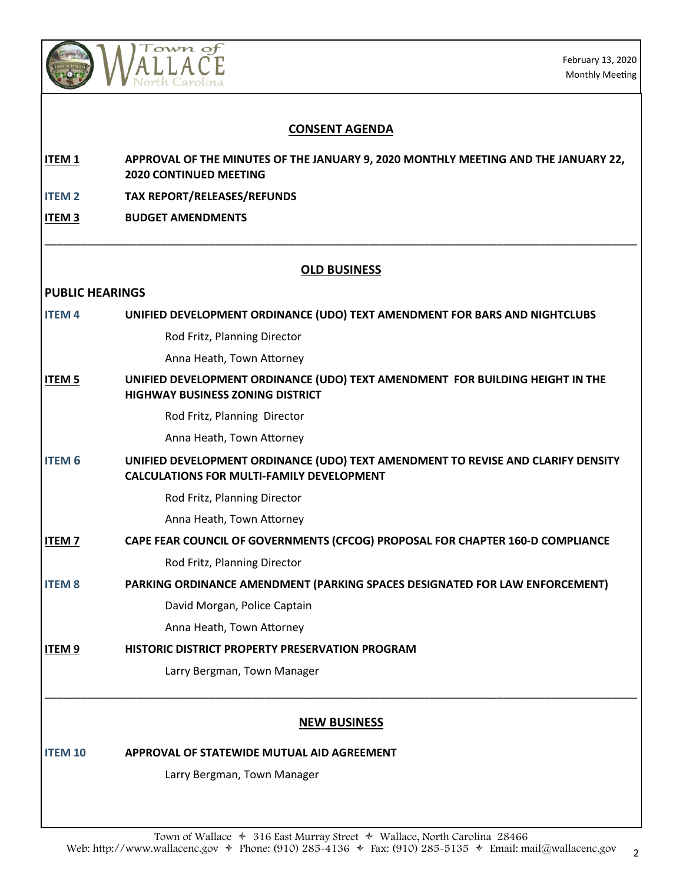## CONSENT AGENDA

**ITEM 1** **APPROVAL OF THE MINUTES OF THE JANUARY 9, 2020 MONTHLY MEETING AND THE JANUARY 22, 2020 CONTINUED MEETING**

**ITEM 2** **TAX REPORT/RELEASES/REFUNDS**

**ITEM 3** **BUDGET AMENDMENTS**

---

## OLD BUSINESS

### PUBLIC HEARINGS

**ITEM 4** **UNIFIED DEVELOPMENT ORDINANCE (UDO) TEXT AMENDMENT FOR BARS AND NIGHTCLUBS**

Rod Fritz, Planning Director

Anna Heath, Town Attorney

**ITEM 5** **UNIFIED DEVELOPMENT ORDINANCE (UDO) TEXT AMENDMENT FOR BUILDING HEIGHT IN THE HIGHWAY BUSINESS ZONING DISTRICT**

Rod Fritz, Planning Director

Anna Heath, Town Attorney

**ITEM 6** **UNIFIED DEVELOPMENT ORDINANCE (UDO) TEXT AMENDMENT TO REVISE AND CLARIFY DENSITY CALCULATIONS FOR MULTI-FAMILY DEVELOPMENT**

Rod Fritz, Planning Director

Anna Heath, Town Attorney

**ITEM 7** **CAPE FEAR COUNCIL OF GOVERNMENTS (CFCOG) PROPOSAL FOR CHAPTER 160-D COMPLIANCE**

Rod Fritz, Planning Director

**ITEM 8** **PARKING ORDINANCE AMENDMENT (PARKING SPACES DESIGNATED FOR LAW ENFORCEMENT)**

David Morgan, Police Captain

Anna Heath, Town Attorney

**ITEM 9** **HISTORIC DISTRICT PROPERTY PRESERVATION PROGRAM**

Larry Bergman, Town Manager

---

## NEW BUSINESS

**ITEM 10** **APPROVAL OF STATEWIDE MUTUAL AID AGREEMENT**

Larry Bergman, Town Manager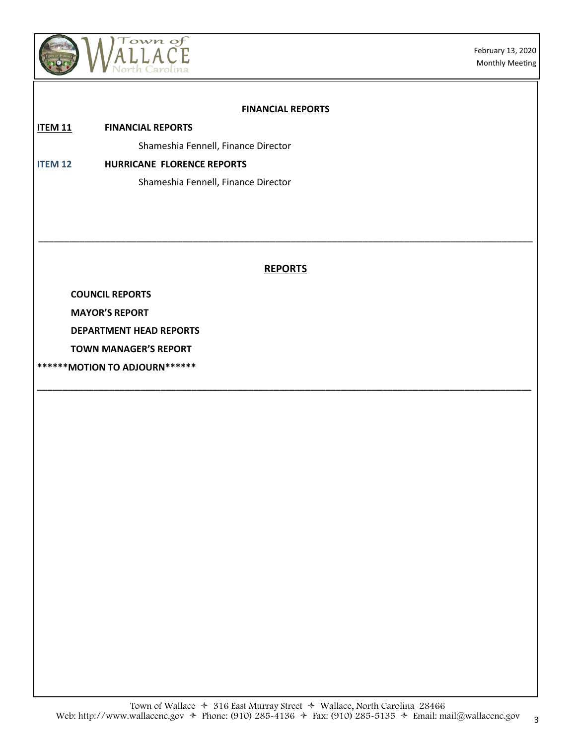## FINANCIAL REPORTS

**ITEM 11** **FINANCIAL REPORTS**

Shameshia Fennell, Finance Director

**ITEM 12** **HURRICANE FLORENCE REPORTS**

Shameshia Fennell, Finance Director

---

## REPORTS

**COUNCIL REPORTS**

**MAYOR'S REPORT**

**DEPARTMENT HEAD REPORTS**

**TOWN MANAGER'S REPORT**

**\*\*\*\*\*\*MOTION TO ADJOURN\*\*\*\*\*\***

---